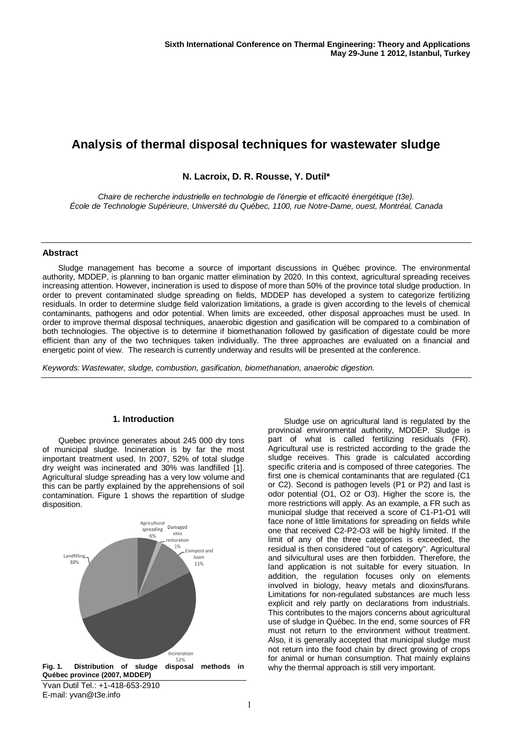# Analysis of thermal disposal techniques for wastewater sludge

**N. Lacroix, D. R. Rousse, Y. Dutil***

*Chaire de recherche industrielle en technologie de l'énergie et efficacité énergétique (t3e).*
*École de Technologie Supérieure, Université du Québec, 1100, rue Notre-Dame, ouest, Montréal, Canada*

## Abstract

Sludge management has become a source of important discussions in Québec province. The environmental authority, MDDEP, is planning to ban organic matter elimination by 2020. In this context, agricultural spreading receives increasing attention. However, incineration is used to dispose of more than 50% of the province total sludge production. In order to prevent contaminated sludge spreading on fields, MDDEP has developed a system to categorize fertilizing residuals. In order to determine sludge field valorization limitations, a grade is given according to the levels of chemical contaminants, pathogens and odor potential. When limits are exceeded, other disposal approaches must be used. In order to improve thermal disposal techniques, anaerobic digestion and gasification will be compared to a combination of both technologies. The objective is to determine if biomethanation followed by gasification of digestate could be more efficient than any of the two techniques taken individually. The three approaches are evaluated on a financial and energetic point of view. The research is currently underway and results will be presented at the conference.

*Keywords: Wastewater, sludge, combustion, gasification, biomethanation, anaerobic digestion.*

## 1. Introduction

Quebec province generates about 245 000 dry tons of municipal sludge. Incineration is by far the most important treatment used. In 2007, 52% of total sludge dry weight was incinerated and 30% was landfilled [1]. Agricultural sludge spreading has a very low volume and this can be partly explained by the apprehensions of soil contamination. Figure 1 shows the repartition of sludge disposition.

**Fig. 1. Distribution of sludge disposal methods in Québec province (2007, MDDEP)**

Yvan Dutil Tel.: +1-418-653-2910
E-mail: yvan@t3e.info

Sludge use on agricultural land is regulated by the provincial environmental authority, MDDEP. Sludge is part of what is called fertilizing residuals (FR). Agricultural use is restricted according to the grade the sludge receives. This grade is calculated according specific criteria and is composed of three categories. The first one is chemical contaminants that are regulated (C1 or C2). Second is pathogen levels (P1 or P2) and last is odor potential (O1, O2 or O3). Higher the score is, the more restrictions will apply. As an example, a FR such as municipal sludge that received a score of C1-P1-O1 will face none of little limitations for spreading on fields while one that received C2-P2-O3 will be highly limited. If the limit of any of the three categories is exceeded, the residual is then considered "out of category". Agricultural and silvicultural uses are then forbidden. Therefore, the land application is not suitable for every situation. In addition, the regulation focuses only on elements involved in biology, heavy metals and dioxins/furans. Limitations for non-regulated substances are much less explicit and rely partly on declarations from industrials. This contributes to the majors concerns about agricultural use of sludge in Québec. In the end, some sources of FR must not return to the environment without treatment. Also, it is generally accepted that municipal sludge must not return into the food chain by direct growing of crops for animal or human consumption. That mainly explains why the thermal approach is still very important.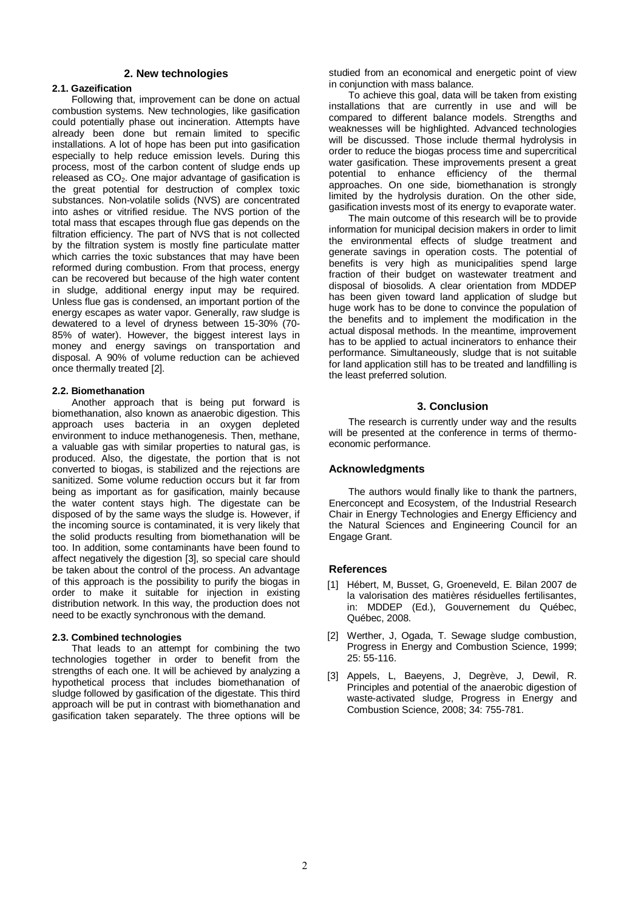## 2. New technologies

### 2.1. Gazeification

Following that, improvement can be done on actual combustion systems. New technologies, like gasification could potentially phase out incineration. Attempts have already been done but remain limited to specific installations. A lot of hope has been put into gasification especially to help reduce emission levels. During this process, most of the carbon content of sludge ends up released as $CO_2$. One major advantage of gasification is the great potential for destruction of complex toxic substances. Non-volatile solids (NVS) are concentrated into ashes or vitrified residue. The NVS portion of the total mass that escapes through flue gas depends on the filtration efficiency. The part of NVS that is not collected by the filtration system is mostly fine particulate matter which carries the toxic substances that may have been reformed during combustion. From that process, energy can be recovered but because of the high water content in sludge, additional energy input may be required. Unless flue gas is condensed, an important portion of the energy escapes as water vapor. Generally, raw sludge is dewatered to a level of dryness between 15-30% (70-85% of water). However, the biggest interest lays in money and energy savings on transportation and disposal. A 90% of volume reduction can be achieved once thermally treated [2].

### 2.2. Biomethanation

Another approach that is being put forward is biomethanation, also known as anaerobic digestion. This approach uses bacteria in an oxygen depleted environment to induce methanogenesis. Then, methane, a valuable gas with similar properties to natural gas, is produced. Also, the digestate, the portion that is not converted to biogas, is stabilized and the rejections are sanitized. Some volume reduction occurs but it far from being as important as for gasification, mainly because the water content stays high. The digestate can be disposed of by the same ways the sludge is. However, if the incoming source is contaminated, it is very likely that the solid products resulting from biomethanation will be too. In addition, some contaminants have been found to affect negatively the digestion [3], so special care should be taken about the control of the process. An advantage of this approach is the possibility to purify the biogas in order to make it suitable for injection in existing distribution network. In this way, the production does not need to be exactly synchronous with the demand.

### 2.3. Combined technologies

That leads to an attempt for combining the two technologies together in order to benefit from the strengths of each one. It will be achieved by analyzing a hypothetical process that includes biomethanation of sludge followed by gasification of the digestate. This third approach will be put in contrast with biomethanation and gasification taken separately. The three options will be studied from an economical and energetic point of view in conjunction with mass balance.

To achieve this goal, data will be taken from existing installations that are currently in use and will be compared to different balance models. Strengths and weaknesses will be highlighted. Advanced technologies will be discussed. Those include thermal hydrolysis in order to reduce the biogas process time and supercritical water gasification. These improvements present a great potential to enhance efficiency of the thermal approaches. On one side, biomethanation is strongly limited by the hydrolysis duration. On the other side, gasification invests most of its energy to evaporate water.

The main outcome of this research will be to provide information for municipal decision makers in order to limit the environmental effects of sludge treatment and generate savings in operation costs. The potential of benefits is very high as municipalities spend large fraction of their budget on wastewater treatment and disposal of biosolids. A clear orientation from MDDEP has been given toward land application of sludge but huge work has to be done to convince the population of the benefits and to implement the modification in the actual disposal methods. In the meantime, improvement has to be applied to actual incinerators to enhance their performance. Simultaneously, sludge that is not suitable for land application still has to be treated and landfilling is the least preferred solution.

## 3. Conclusion

The research is currently under way and the results will be presented at the conference in terms of thermo-economic performance.

### Acknowledgments

The authors would finally like to thank the partners, Enerconcept and Ecosystem, of the Industrial Research Chair in Energy Technologies and Energy Efficiency and the Natural Sciences and Engineering Council for an Engage Grant.

### References

[1] Hébert, M, Busset, G, Groeneveld, E. Bilan 2007 de la valorisation des matières résiduelles fertilisantes, in: MDDEP (Ed.), Gouvernement du Québec, Québec, 2008.

[2] Werther, J, Ogada, T. Sewage sludge combustion, Progress in Energy and Combustion Science, 1999; 25: 55-116.

[3] Appels, L, Baeyens, J, Degrève, J, Dewil, R. Principles and potential of the anaerobic digestion of waste-activated sludge, Progress in Energy and Combustion Science, 2008; 34: 755-781.